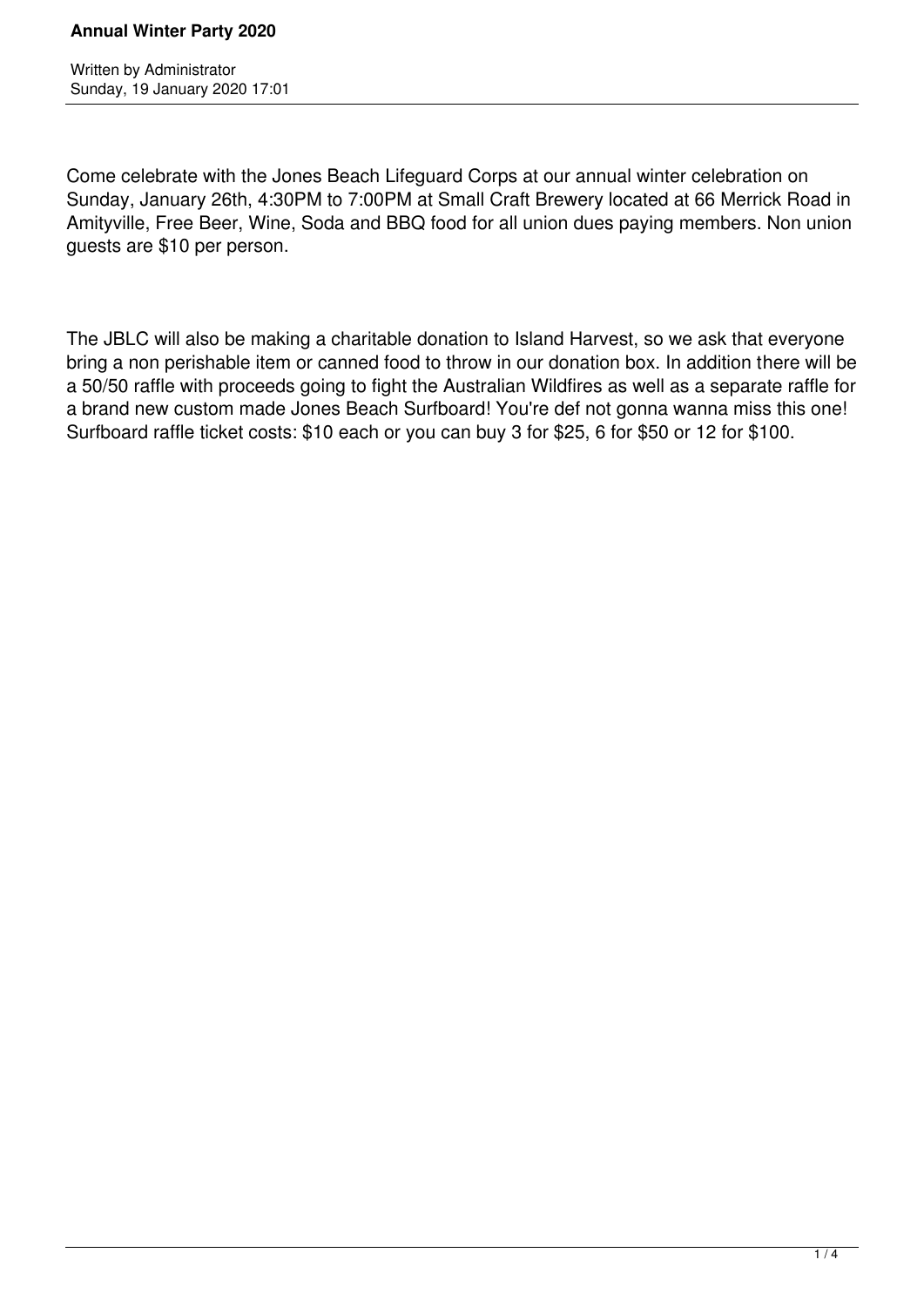# Annual Winter Party 2020

Written by Administrator
Sunday, 19 January 2020 17:01

Come celebrate with the Jones Beach Lifeguard Corps at our annual winter celebration on Sunday, January 26th, 4:30PM to 7:00PM at Small Craft Brewery located at 66 Merrick Road in Amityville, Free Beer, Wine, Soda and BBQ food for all union dues paying members. Non union guests are $10 per person.

The JBLC will also be making a charitable donation to Island Harvest, so we ask that everyone bring a non perishable item or canned food to throw in our donation box. In addition there will be a 50/50 raffle with proceeds going to fight the Australian Wildfires as well as a separate raffle for a brand new custom made Jones Beach Surfboard! You're def not gonna wanna miss this one! Surfboard raffle ticket costs: $10 each or you can buy 3 for $25, 6 for $50 or 12 for $100.